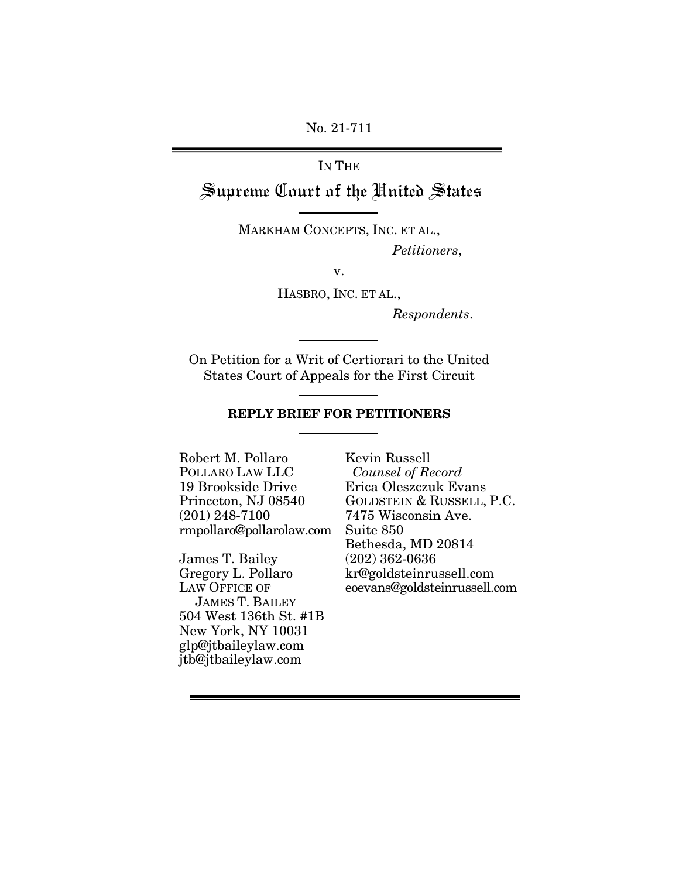No. 21-711

IN THE

# Supreme Court of the United States

MARKHAM CONCEPTS, INC. ET AL.,

*Petitioners*,

v.

HASBRO, INC. ET AL.,

*Respondents*.

On Petition for a Writ of Certiorari to the United States Court of Appeals for the First Circuit

**REPLY BRIEF FOR PETITIONERS**

Robert M. Pollaro
POLLARO LAW LLC
19 Brookside Drive
Princeton, NJ 08540
(201) 248-7100
rmpollaro@pollarolaw.com

James T. Bailey
Gregory L. Pollaro
LAW OFFICE OF JAMES T. BAILEY
504 West 136th St. #1B
New York, NY 10031
glp@jtbaileylaw.com
jtb@jtbaileylaw.com

Kevin Russell
*Counsel of Record*
Erica Oleszczuk Evans
GOLDSTEIN & RUSSELL, P.C.
7475 Wisconsin Ave.
Suite 850
Bethesda, MD 20814
(202) 362-0636
kr@goldsteinrussell.com
eoevans@goldsteinrussell.com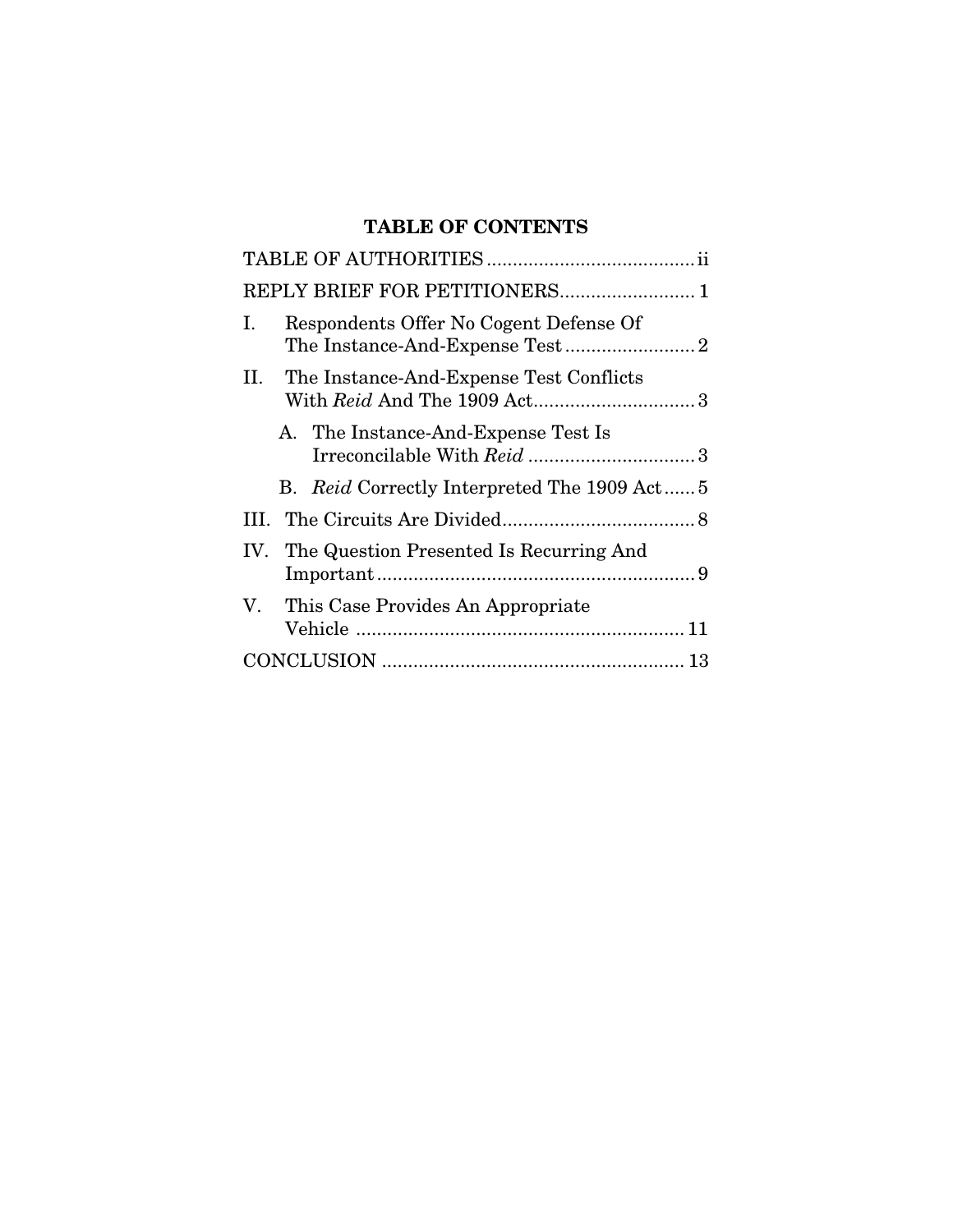## TABLE OF CONTENTS

TABLE OF AUTHORITIES ........................................ ii

REPLY BRIEF FOR PETITIONERS.......................... 1

I. Respondents Offer No Cogent Defense Of The Instance-And-Expense Test ......................... 2

II. The Instance-And-Expense Test Conflicts With *Reid* And The 1909 Act............................... 3

   A. The Instance-And-Expense Test Is Irreconcilable With *Reid* ................................ 3

   B. *Reid* Correctly Interpreted The 1909 Act...... 5

III. The Circuits Are Divided..................................... 8

IV. The Question Presented Is Recurring And Important............................................................. 9

V. This Case Provides An Appropriate Vehicle ............................................................... 11

CONCLUSION .......................................................... 13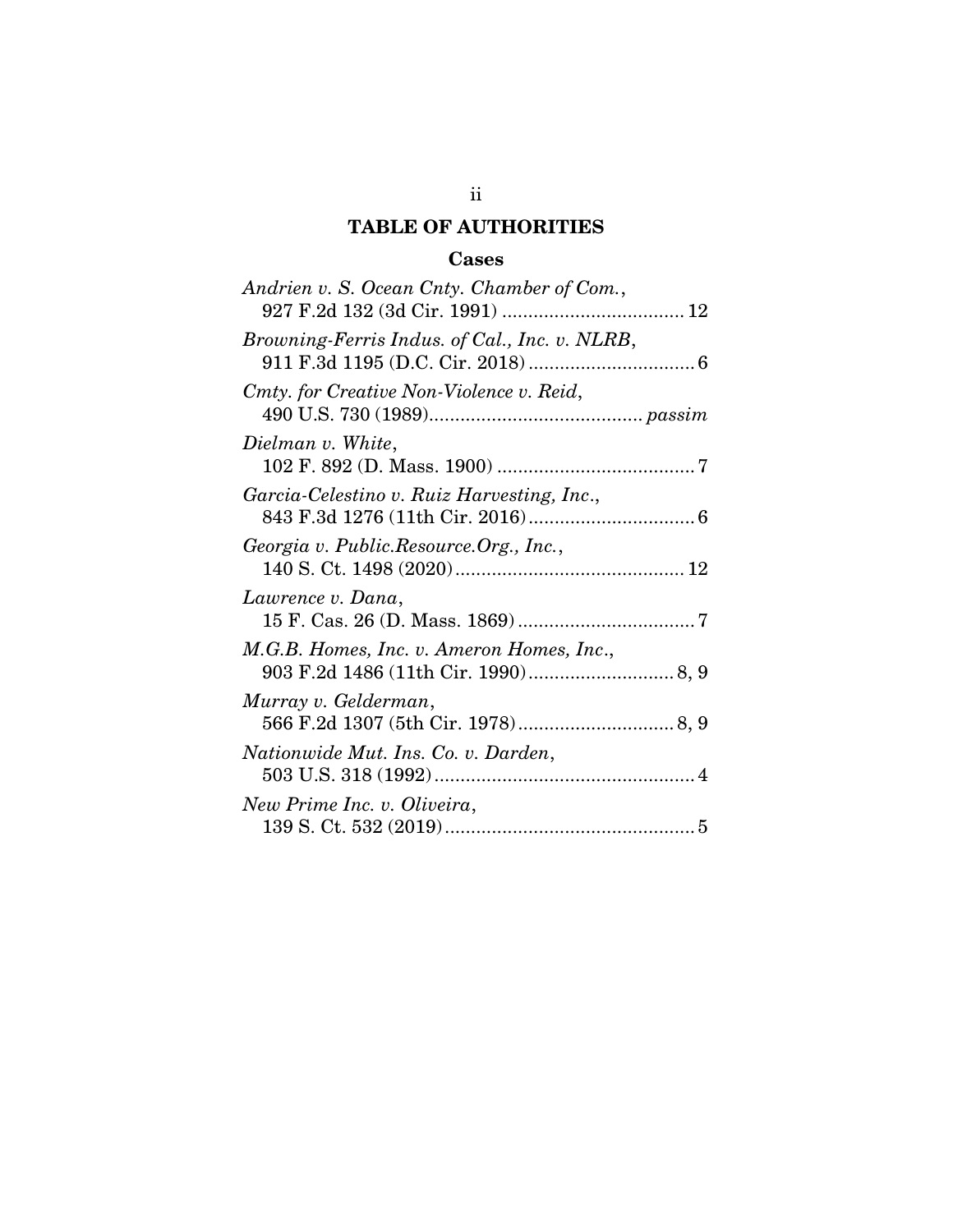# TABLE OF AUTHORITIES

## Cases

*Andrien v. S. Ocean Cnty. Chamber of Com.*, 927 F.2d 132 (3d Cir. 1991) .................................. 12

*Browning-Ferris Indus. of Cal., Inc. v. NLRB*, 911 F.3d 1195 (D.C. Cir. 2018) ................................ 6

*Cmty. for Creative Non-Violence v. Reid*, 490 U.S. 730 (1989)......................................... *passim*

*Dielman v. White*, 102 F. 892 (D. Mass. 1900) ...................................... 7

*Garcia-Celestino v. Ruiz Harvesting, Inc.*, 843 F.3d 1276 (11th Cir. 2016)................................ 6

*Georgia v. Public.Resource.Org., Inc.*, 140 S. Ct. 1498 (2020)............................................ 12

*Lawrence v. Dana*, 15 F. Cas. 26 (D. Mass. 1869).................................. 7

*M.G.B. Homes, Inc. v. Ameron Homes, Inc.*, 903 F.2d 1486 (11th Cir. 1990)............................ 8, 9

*Murray v. Gelderman*, 566 F.2d 1307 (5th Cir. 1978).............................. 8, 9

*Nationwide Mut. Ins. Co. v. Darden*, 503 U.S. 318 (1992).................................................. 4

*New Prime Inc. v. Oliveira*, 139 S. Ct. 532 (2019)................................................ 5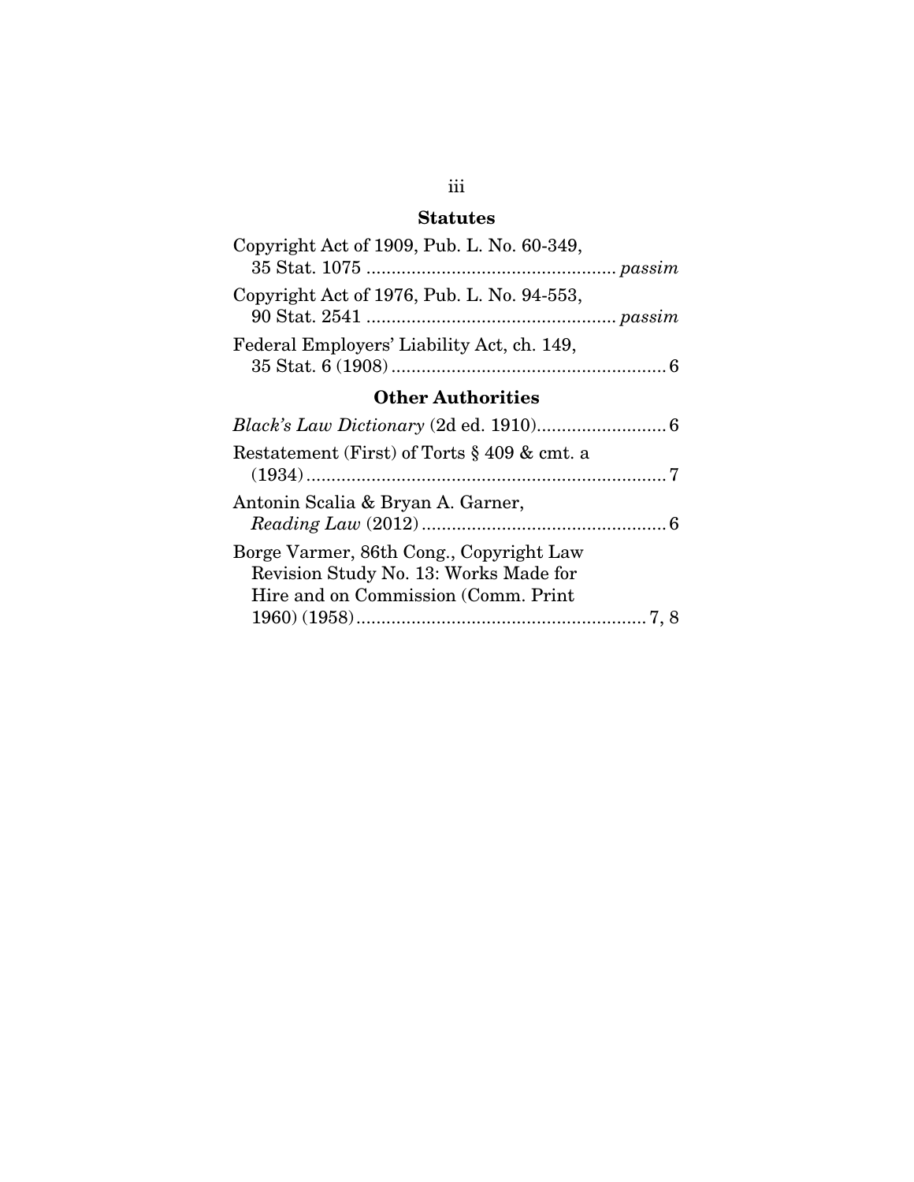## Statutes

Copyright Act of 1909, Pub. L. No. 60-349, 35 Stat. 1075 .................................................. *passim*

Copyright Act of 1976, Pub. L. No. 94-553, 90 Stat. 2541 .................................................. *passim*

Federal Employers' Liability Act, ch. 149, 35 Stat. 6 (1908) ........................................................ 6

## Other Authorities

*Black's Law Dictionary* (2d ed. 1910).......................... 6

Restatement (First) of Torts § 409 & cmt. a (1934) ......................................................................... 7

Antonin Scalia & Bryan A. Garner, *Reading Law* (2012) ................................................. 6

Borge Varmer, 86th Cong., Copyright Law Revision Study No. 13: Works Made for Hire and on Commission (Comm. Print 1960) (1958).......................................................... 7, 8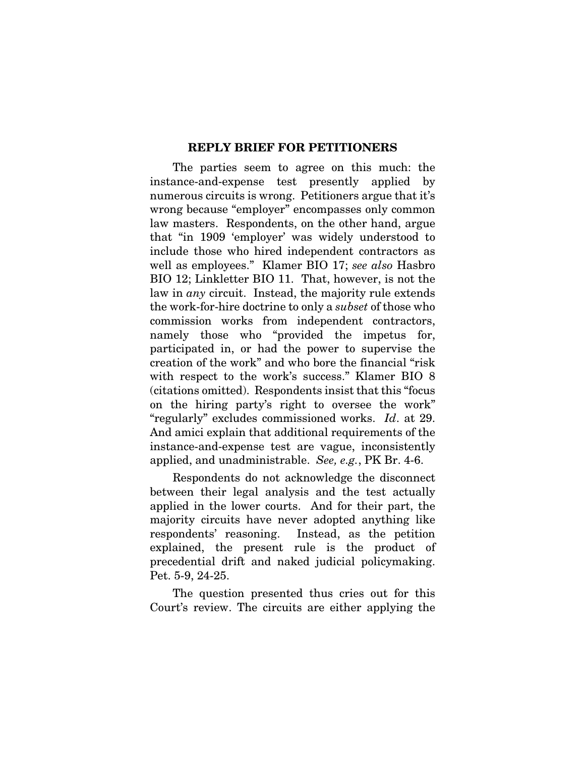## REPLY BRIEF FOR PETITIONERS

The parties seem to agree on this much: the instance-and-expense test presently applied by numerous circuits is wrong. Petitioners argue that it's wrong because "employer" encompasses only common law masters. Respondents, on the other hand, argue that "in 1909 'employer' was widely understood to include those who hired independent contractors as well as employees." Klamer BIO 17; *see also* Hasbro BIO 12; Linkletter BIO 11. That, however, is not the law in *any* circuit. Instead, the majority rule extends the work-for-hire doctrine to only a *subset* of those who commission works from independent contractors, namely those who "provided the impetus for, participated in, or had the power to supervise the creation of the work" and who bore the financial "risk with respect to the work's success." Klamer BIO 8 (citations omitted). Respondents insist that this "focus on the hiring party's right to oversee the work" "regularly" excludes commissioned works. *Id*. at 29. And amici explain that additional requirements of the instance-and-expense test are vague, inconsistently applied, and unadministrable. *See, e.g.*, PK Br. 4-6.

Respondents do not acknowledge the disconnect between their legal analysis and the test actually applied in the lower courts. And for their part, the majority circuits have never adopted anything like respondents' reasoning. Instead, as the petition explained, the present rule is the product of precedential drift and naked judicial policymaking. Pet. 5-9, 24-25.

The question presented thus cries out for this Court's review. The circuits are either applying the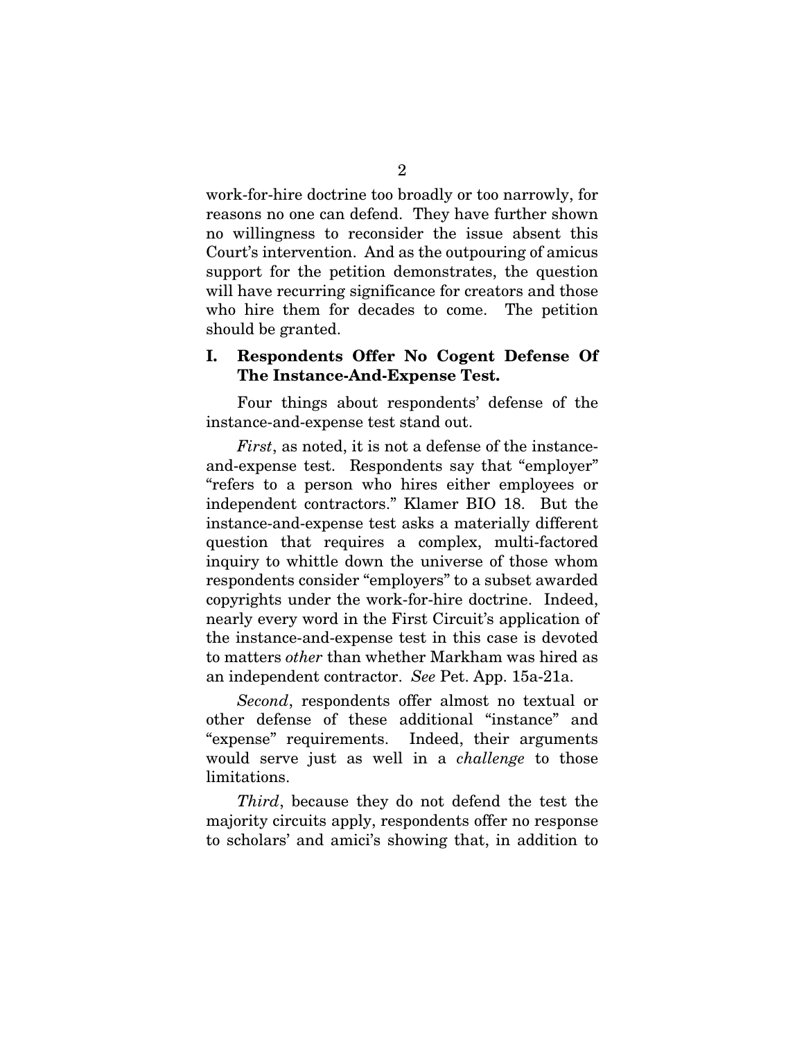work-for-hire doctrine too broadly or too narrowly, for reasons no one can defend. They have further shown no willingness to reconsider the issue absent this Court's intervention. And as the outpouring of amicus support for the petition demonstrates, the question will have recurring significance for creators and those who hire them for decades to come. The petition should be granted.

## I. Respondents Offer No Cogent Defense Of The Instance-And-Expense Test.

Four things about respondents' defense of the instance-and-expense test stand out.

*First*, as noted, it is not a defense of the instance-and-expense test. Respondents say that "employer" "refers to a person who hires either employees or independent contractors." Klamer BIO 18. But the instance-and-expense test asks a materially different question that requires a complex, multi-factored inquiry to whittle down the universe of those whom respondents consider "employers" to a subset awarded copyrights under the work-for-hire doctrine. Indeed, nearly every word in the First Circuit's application of the instance-and-expense test in this case is devoted to matters *other* than whether Markham was hired as an independent contractor. *See* Pet. App. 15a-21a.

*Second*, respondents offer almost no textual or other defense of these additional "instance" and "expense" requirements. Indeed, their arguments would serve just as well in a *challenge* to those limitations.

*Third*, because they do not defend the test the majority circuits apply, respondents offer no response to scholars' and amici's showing that, in addition to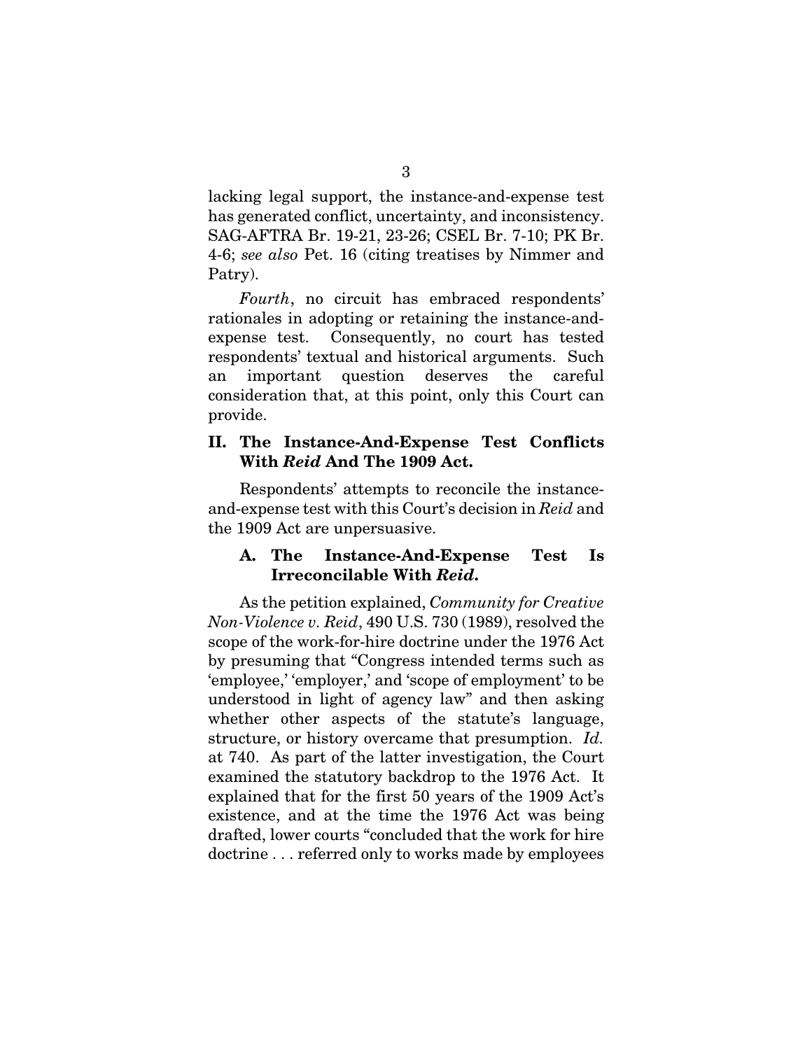lacking legal support, the instance-and-expense test has generated conflict, uncertainty, and inconsistency. SAG-AFTRA Br. 19-21, 23-26; CSEL Br. 7-10; PK Br. 4-6; *see also* Pet. 16 (citing treatises by Nimmer and Patry).

*Fourth*, no circuit has embraced respondents' rationales in adopting or retaining the instance-and-expense test. Consequently, no court has tested respondents' textual and historical arguments. Such an important question deserves the careful consideration that, at this point, only this Court can provide.

## II. The Instance-And-Expense Test Conflicts With *Reid* And The 1909 Act.

Respondents' attempts to reconcile the instance-and-expense test with this Court's decision in *Reid* and the 1909 Act are unpersuasive.

### A. The Instance-And-Expense Test Is Irreconcilable With *Reid*.

As the petition explained, *Community for Creative Non-Violence v. Reid*, 490 U.S. 730 (1989), resolved the scope of the work-for-hire doctrine under the 1976 Act by presuming that "Congress intended terms such as 'employee,' 'employer,' and 'scope of employment' to be understood in light of agency law" and then asking whether other aspects of the statute's language, structure, or history overcame that presumption. *Id.* at 740. As part of the latter investigation, the Court examined the statutory backdrop to the 1976 Act. It explained that for the first 50 years of the 1909 Act's existence, and at the time the 1976 Act was being drafted, lower courts "concluded that the work for hire doctrine . . . referred only to works made by employees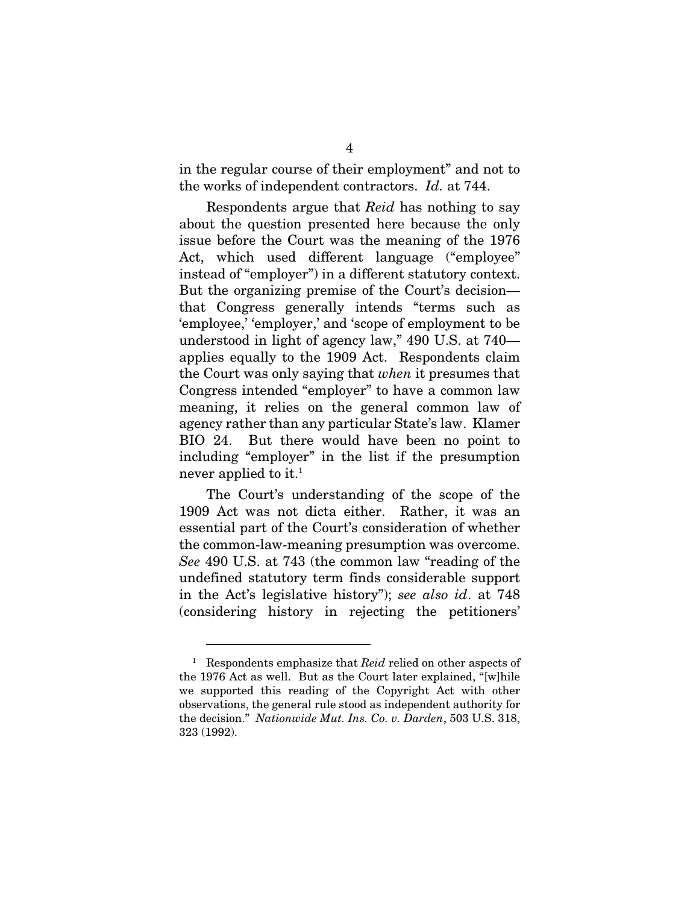in the regular course of their employment" and not to the works of independent contractors. *Id.* at 744.

Respondents argue that *Reid* has nothing to say about the question presented here because the only issue before the Court was the meaning of the 1976 Act, which used different language ("employee" instead of "employer") in a different statutory context. But the organizing premise of the Court's decision—that Congress generally intends "terms such as 'employee,' 'employer,' and 'scope of employment to be understood in light of agency law," 490 U.S. at 740—applies equally to the 1909 Act. Respondents claim the Court was only saying that *when* it presumes that Congress intended "employer" to have a common law meaning, it relies on the general common law of agency rather than any particular State's law. Klamer BIO 24. But there would have been no point to including "employer" in the list if the presumption never applied to it.[1]

The Court's understanding of the scope of the 1909 Act was not dicta either. Rather, it was an essential part of the Court's consideration of whether the common-law-meaning presumption was overcome. *See* 490 U.S. at 743 (the common law "reading of the undefined statutory term finds considerable support in the Act's legislative history"); *see also id*. at 748 (considering history in rejecting the petitioners'

---

[1] Respondents emphasize that *Reid* relied on other aspects of the 1976 Act as well. But as the Court later explained, "[w]hile we supported this reading of the Copyright Act with other observations, the general rule stood as independent authority for the decision." *Nationwide Mut. Ins. Co. v. Darden*, 503 U.S. 318, 323 (1992).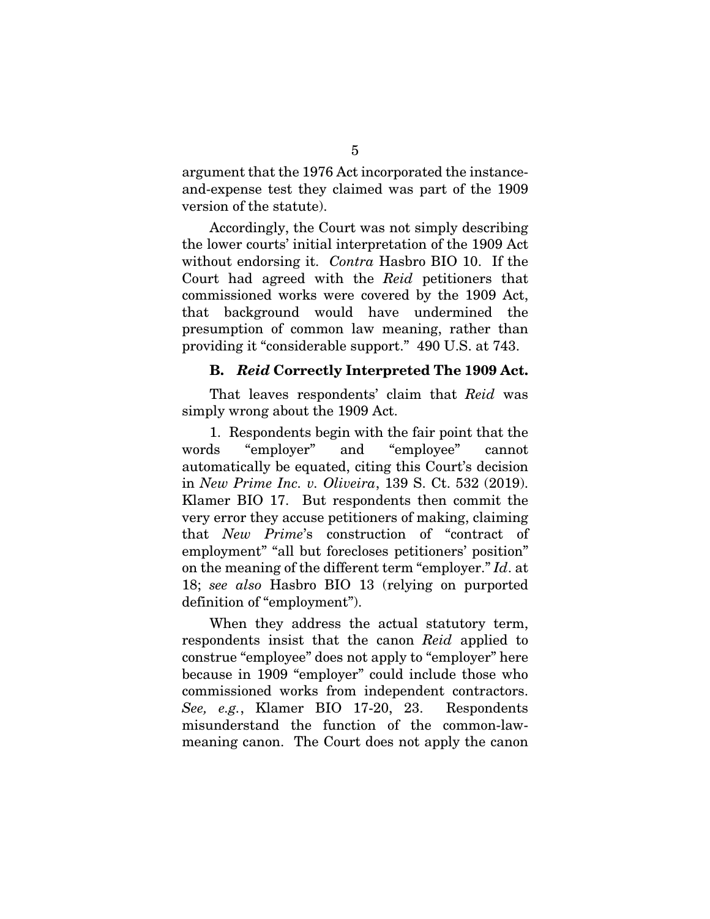argument that the 1976 Act incorporated the instance-and-expense test they claimed was part of the 1909 version of the statute).

Accordingly, the Court was not simply describing the lower courts' initial interpretation of the 1909 Act without endorsing it. *Contra* Hasbro BIO 10. If the Court had agreed with the *Reid* petitioners that commissioned works were covered by the 1909 Act, that background would have undermined the presumption of common law meaning, rather than providing it "considerable support." 490 U.S. at 743.

### B. *Reid* Correctly Interpreted The 1909 Act.

That leaves respondents' claim that *Reid* was simply wrong about the 1909 Act.

1. Respondents begin with the fair point that the words "employer" and "employee" cannot automatically be equated, citing this Court's decision in *New Prime Inc. v. Oliveira*, 139 S. Ct. 532 (2019). Klamer BIO 17. But respondents then commit the very error they accuse petitioners of making, claiming that *New Prime*'s construction of "contract of employment" "all but forecloses petitioners' position" on the meaning of the different term "employer." *Id*. at 18; *see also* Hasbro BIO 13 (relying on purported definition of "employment").

When they address the actual statutory term, respondents insist that the canon *Reid* applied to construe "employee" does not apply to "employer" here because in 1909 "employer" could include those who commissioned works from independent contractors. *See, e.g.*, Klamer BIO 17-20, 23. Respondents misunderstand the function of the common-law-meaning canon. The Court does not apply the canon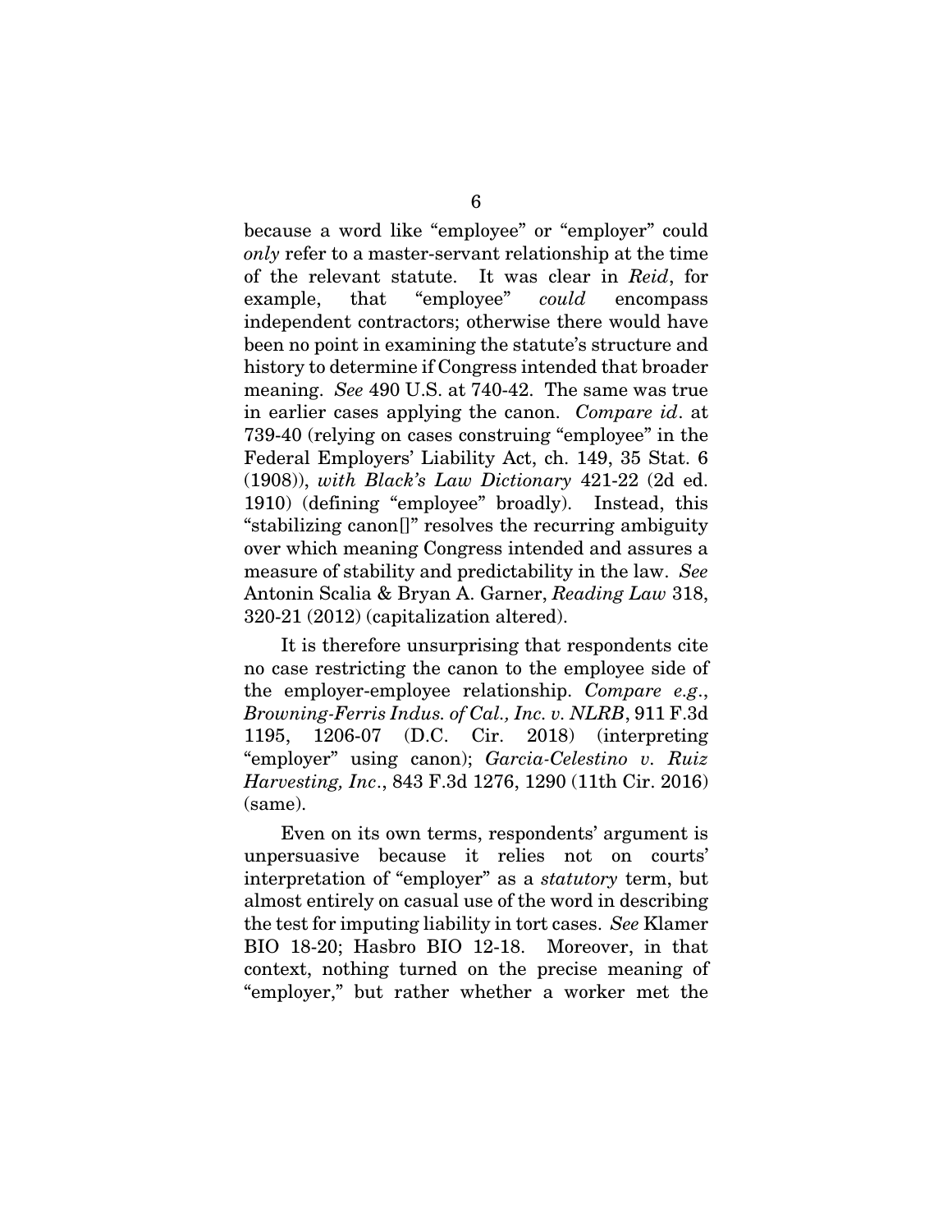because a word like "employee" or "employer" could *only* refer to a master-servant relationship at the time of the relevant statute. It was clear in *Reid*, for example, that "employee" *could* encompass independent contractors; otherwise there would have been no point in examining the statute's structure and history to determine if Congress intended that broader meaning. *See* 490 U.S. at 740-42. The same was true in earlier cases applying the canon. *Compare id*. at 739-40 (relying on cases construing "employee" in the Federal Employers' Liability Act, ch. 149, 35 Stat. 6 (1908)), *with Black's Law Dictionary* 421-22 (2d ed. 1910) (defining "employee" broadly). Instead, this "stabilizing canon[]" resolves the recurring ambiguity over which meaning Congress intended and assures a measure of stability and predictability in the law. *See* Antonin Scalia & Bryan A. Garner, *Reading Law* 318, 320-21 (2012) (capitalization altered).

It is therefore unsurprising that respondents cite no case restricting the canon to the employee side of the employer-employee relationship. *Compare e.g.*, *Browning-Ferris Indus. of Cal., Inc. v. NLRB*, 911 F.3d 1195, 1206-07 (D.C. Cir. 2018) (interpreting "employer" using canon); *Garcia-Celestino v. Ruiz Harvesting, Inc*., 843 F.3d 1276, 1290 (11th Cir. 2016) (same).

Even on its own terms, respondents' argument is unpersuasive because it relies not on courts' interpretation of "employer" as a *statutory* term, but almost entirely on casual use of the word in describing the test for imputing liability in tort cases. *See* Klamer BIO 18-20; Hasbro BIO 12-18. Moreover, in that context, nothing turned on the precise meaning of "employer," but rather whether a worker met the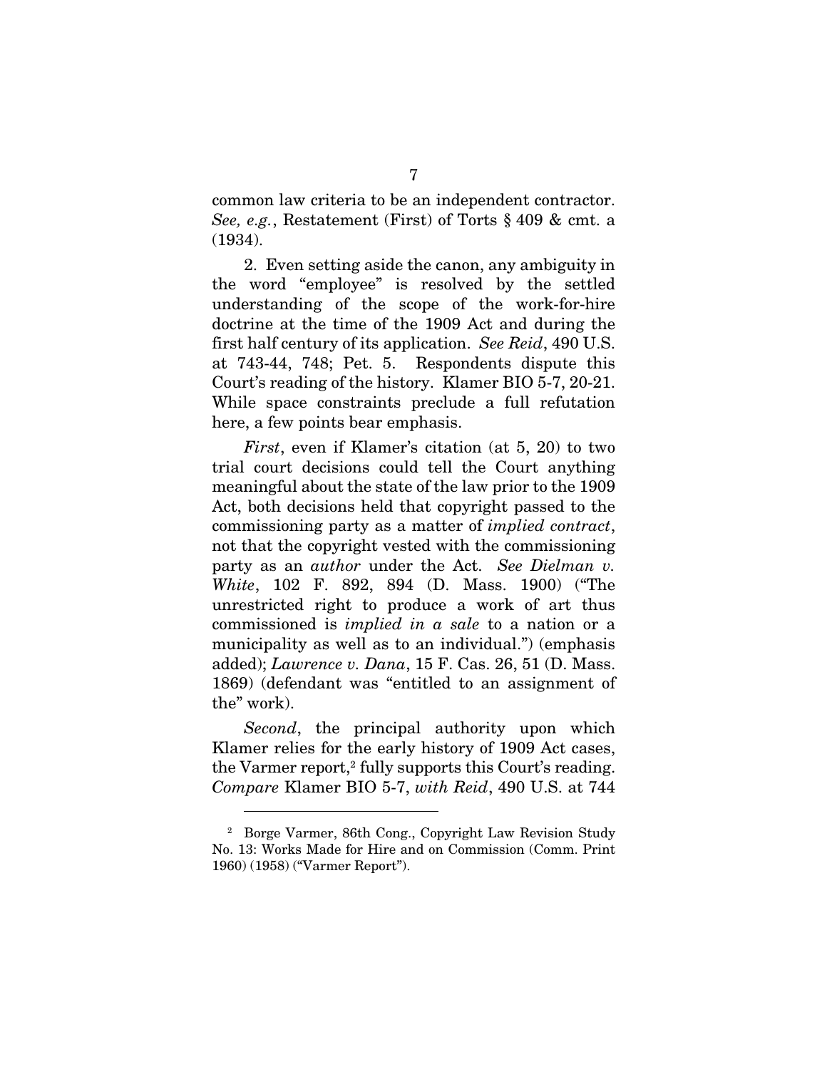common law criteria to be an independent contractor. *See, e.g.*, Restatement (First) of Torts § 409 & cmt. a (1934).

2. Even setting aside the canon, any ambiguity in the word "employee" is resolved by the settled understanding of the scope of the work-for-hire doctrine at the time of the 1909 Act and during the first half century of its application. *See Reid*, 490 U.S. at 743-44, 748; Pet. 5. Respondents dispute this Court's reading of the history. Klamer BIO 5-7, 20-21. While space constraints preclude a full refutation here, a few points bear emphasis.

*First*, even if Klamer's citation (at 5, 20) to two trial court decisions could tell the Court anything meaningful about the state of the law prior to the 1909 Act, both decisions held that copyright passed to the commissioning party as a matter of *implied contract*, not that the copyright vested with the commissioning party as an *author* under the Act. *See Dielman v. White*, 102 F. 892, 894 (D. Mass. 1900) ("The unrestricted right to produce a work of art thus commissioned is *implied in a sale* to a nation or a municipality as well as to an individual.") (emphasis added); *Lawrence v. Dana*, 15 F. Cas. 26, 51 (D. Mass. 1869) (defendant was "entitled to an assignment of the" work).

*Second*, the principal authority upon which Klamer relies for the early history of 1909 Act cases, the Varmer report,[2] fully supports this Court's reading. *Compare* Klamer BIO 5-7, *with Reid*, 490 U.S. at 744

[2] Borge Varmer, 86th Cong., Copyright Law Revision Study No. 13: Works Made for Hire and on Commission (Comm. Print 1960) (1958) ("Varmer Report").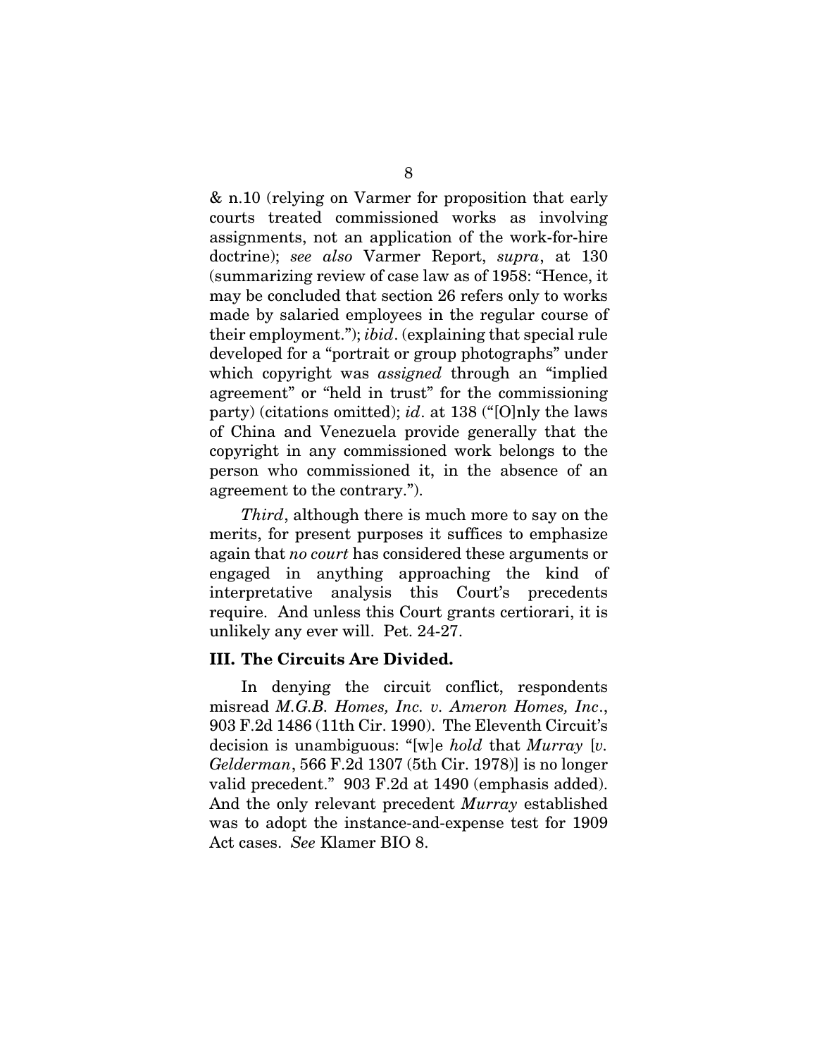& n.10 (relying on Varmer for proposition that early courts treated commissioned works as involving assignments, not an application of the work-for-hire doctrine); *see also* Varmer Report, *supra*, at 130 (summarizing review of case law as of 1958: "Hence, it may be concluded that section 26 refers only to works made by salaried employees in the regular course of their employment."); *ibid*. (explaining that special rule developed for a "portrait or group photographs" under which copyright was *assigned* through an "implied agreement" or "held in trust" for the commissioning party) (citations omitted); *id*. at 138 ("[O]nly the laws of China and Venezuela provide generally that the copyright in any commissioned work belongs to the person who commissioned it, in the absence of an agreement to the contrary.").

*Third*, although there is much more to say on the merits, for present purposes it suffices to emphasize again that *no court* has considered these arguments or engaged in anything approaching the kind of interpretative analysis this Court's precedents require. And unless this Court grants certiorari, it is unlikely any ever will. Pet. 24-27.

### III. The Circuits Are Divided.

In denying the circuit conflict, respondents misread *M.G.B. Homes, Inc. v. Ameron Homes, Inc*., 903 F.2d 1486 (11th Cir. 1990). The Eleventh Circuit's decision is unambiguous: "[w]e *hold* that *Murray* [*v. Gelderman*, 566 F.2d 1307 (5th Cir. 1978)] is no longer valid precedent." 903 F.2d at 1490 (emphasis added). And the only relevant precedent *Murray* established was to adopt the instance-and-expense test for 1909 Act cases. *See* Klamer BIO 8.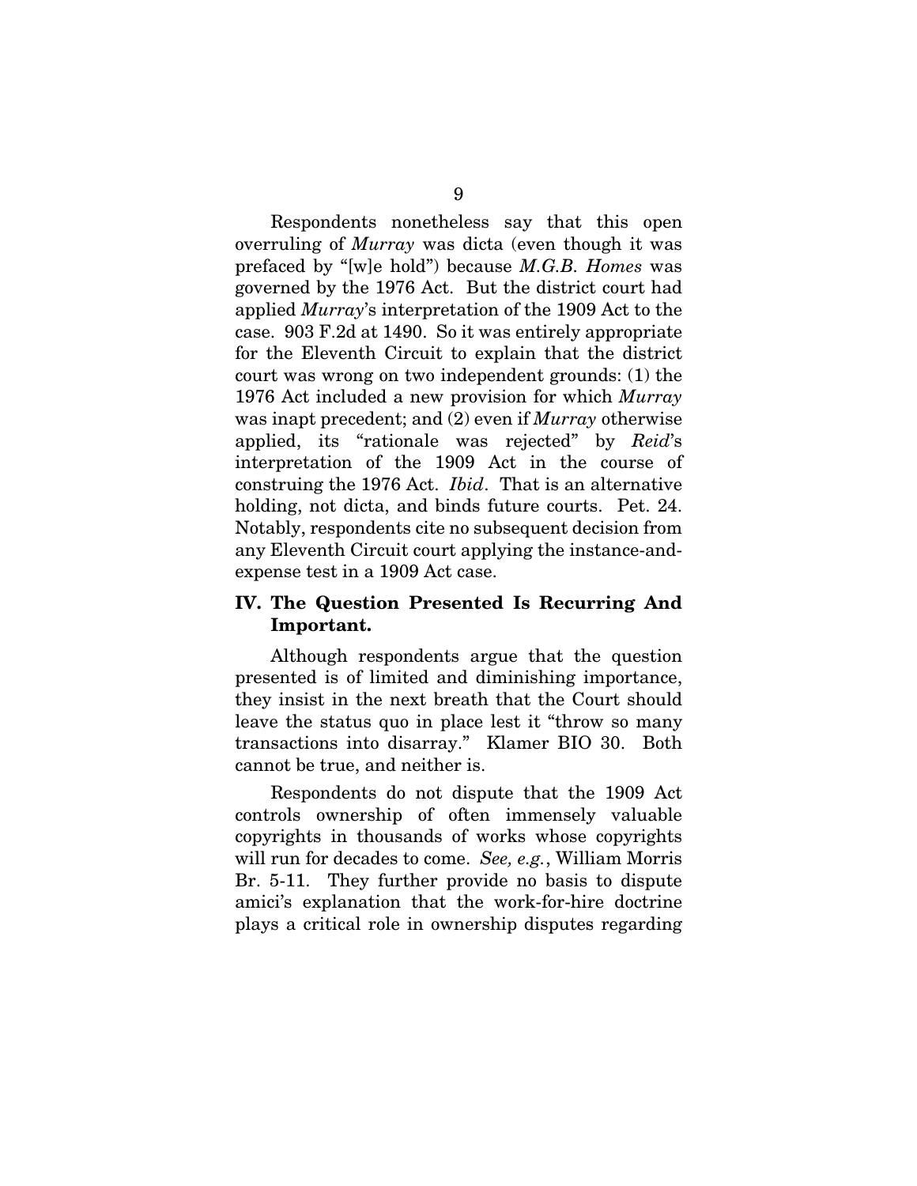Respondents nonetheless say that this open overruling of *Murray* was dicta (even though it was prefaced by "[w]e hold") because *M.G.B. Homes* was governed by the 1976 Act. But the district court had applied *Murray*'s interpretation of the 1909 Act to the case. 903 F.2d at 1490. So it was entirely appropriate for the Eleventh Circuit to explain that the district court was wrong on two independent grounds: (1) the 1976 Act included a new provision for which *Murray* was inapt precedent; and (2) even if *Murray* otherwise applied, its "rationale was rejected" by *Reid*'s interpretation of the 1909 Act in the course of construing the 1976 Act. *Ibid*. That is an alternative holding, not dicta, and binds future courts. Pet. 24. Notably, respondents cite no subsequent decision from any Eleventh Circuit court applying the instance-and-expense test in a 1909 Act case.

## IV. The Question Presented Is Recurring And Important.

Although respondents argue that the question presented is of limited and diminishing importance, they insist in the next breath that the Court should leave the status quo in place lest it "throw so many transactions into disarray." Klamer BIO 30. Both cannot be true, and neither is.

Respondents do not dispute that the 1909 Act controls ownership of often immensely valuable copyrights in thousands of works whose copyrights will run for decades to come. *See, e.g.*, William Morris Br. 5-11. They further provide no basis to dispute amici's explanation that the work-for-hire doctrine plays a critical role in ownership disputes regarding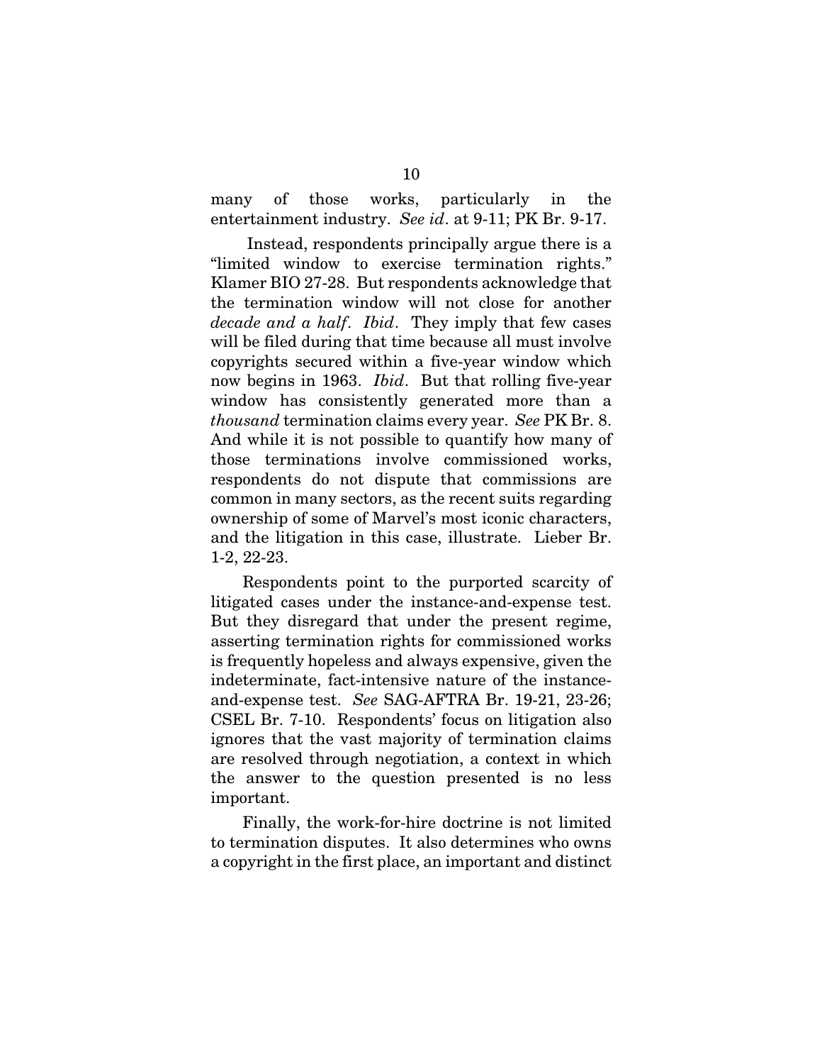many of those works, particularly in the entertainment industry. *See id*. at 9-11; PK Br. 9-17.

Instead, respondents principally argue there is a "limited window to exercise termination rights." Klamer BIO 27-28. But respondents acknowledge that the termination window will not close for another *decade and a half*. *Ibid*. They imply that few cases will be filed during that time because all must involve copyrights secured within a five-year window which now begins in 1963. *Ibid*. But that rolling five-year window has consistently generated more than a *thousand* termination claims every year. *See* PK Br. 8. And while it is not possible to quantify how many of those terminations involve commissioned works, respondents do not dispute that commissions are common in many sectors, as the recent suits regarding ownership of some of Marvel's most iconic characters, and the litigation in this case, illustrate. Lieber Br. 1-2, 22-23.

Respondents point to the purported scarcity of litigated cases under the instance-and-expense test. But they disregard that under the present regime, asserting termination rights for commissioned works is frequently hopeless and always expensive, given the indeterminate, fact-intensive nature of the instance-and-expense test. *See* SAG-AFTRA Br. 19-21, 23-26; CSEL Br. 7-10. Respondents' focus on litigation also ignores that the vast majority of termination claims are resolved through negotiation, a context in which the answer to the question presented is no less important.

Finally, the work-for-hire doctrine is not limited to termination disputes. It also determines who owns a copyright in the first place, an important and distinct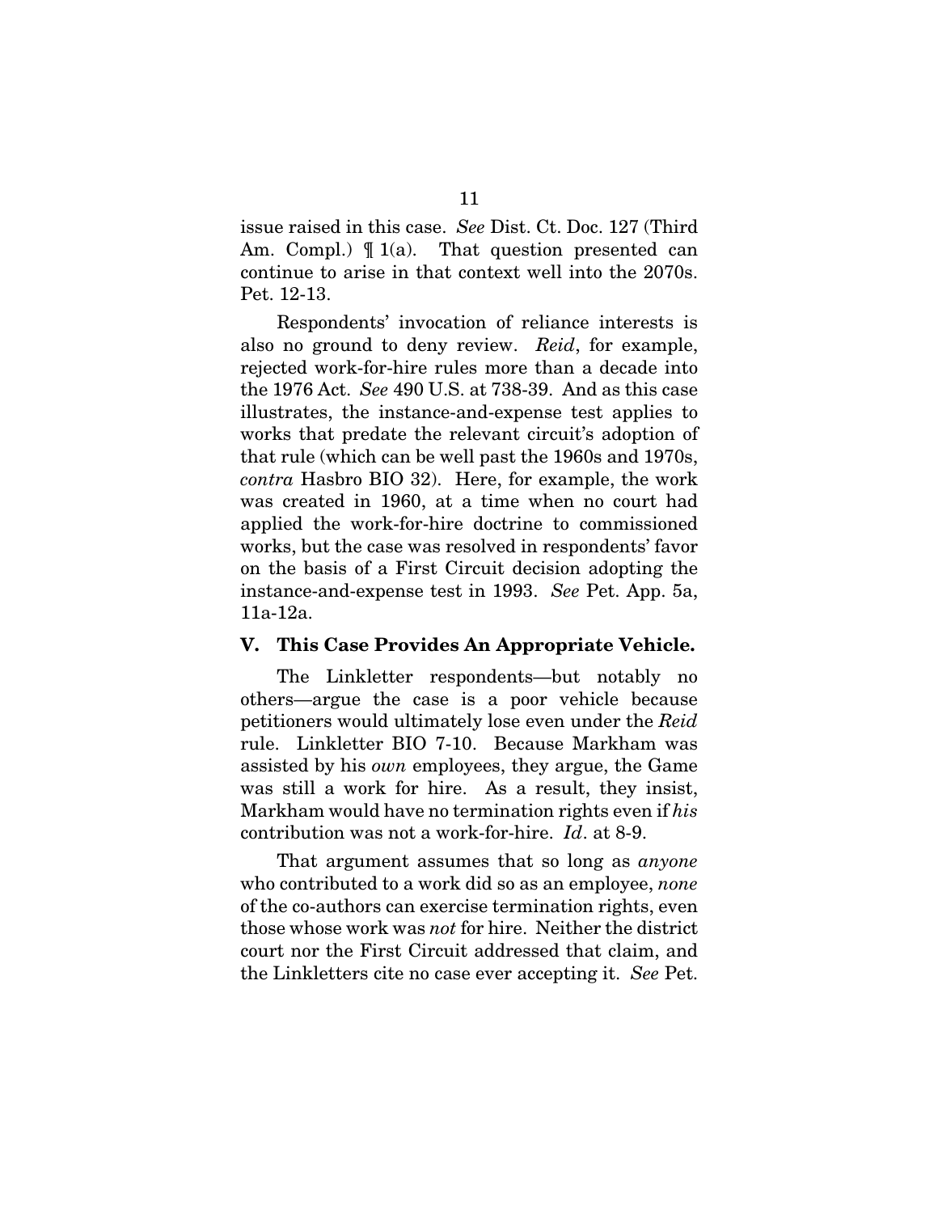issue raised in this case. *See* Dist. Ct. Doc. 127 (Third Am. Compl.) ¶ 1(a). That question presented can continue to arise in that context well into the 2070s. Pet. 12-13.

Respondents' invocation of reliance interests is also no ground to deny review. *Reid*, for example, rejected work-for-hire rules more than a decade into the 1976 Act. *See* 490 U.S. at 738-39. And as this case illustrates, the instance-and-expense test applies to works that predate the relevant circuit's adoption of that rule (which can be well past the 1960s and 1970s, *contra* Hasbro BIO 32). Here, for example, the work was created in 1960, at a time when no court had applied the work-for-hire doctrine to commissioned works, but the case was resolved in respondents' favor on the basis of a First Circuit decision adopting the instance-and-expense test in 1993. *See* Pet. App. 5a, 11a-12a.

## V. This Case Provides An Appropriate Vehicle.

The Linkletter respondents—but notably no others—argue the case is a poor vehicle because petitioners would ultimately lose even under the *Reid* rule. Linkletter BIO 7-10. Because Markham was assisted by his *own* employees, they argue, the Game was still a work for hire. As a result, they insist, Markham would have no termination rights even if *his* contribution was not a work-for-hire. *Id*. at 8-9.

That argument assumes that so long as *anyone* who contributed to a work did so as an employee, *none* of the co-authors can exercise termination rights, even those whose work was *not* for hire. Neither the district court nor the First Circuit addressed that claim, and the Linkletters cite no case ever accepting it. *See* Pet.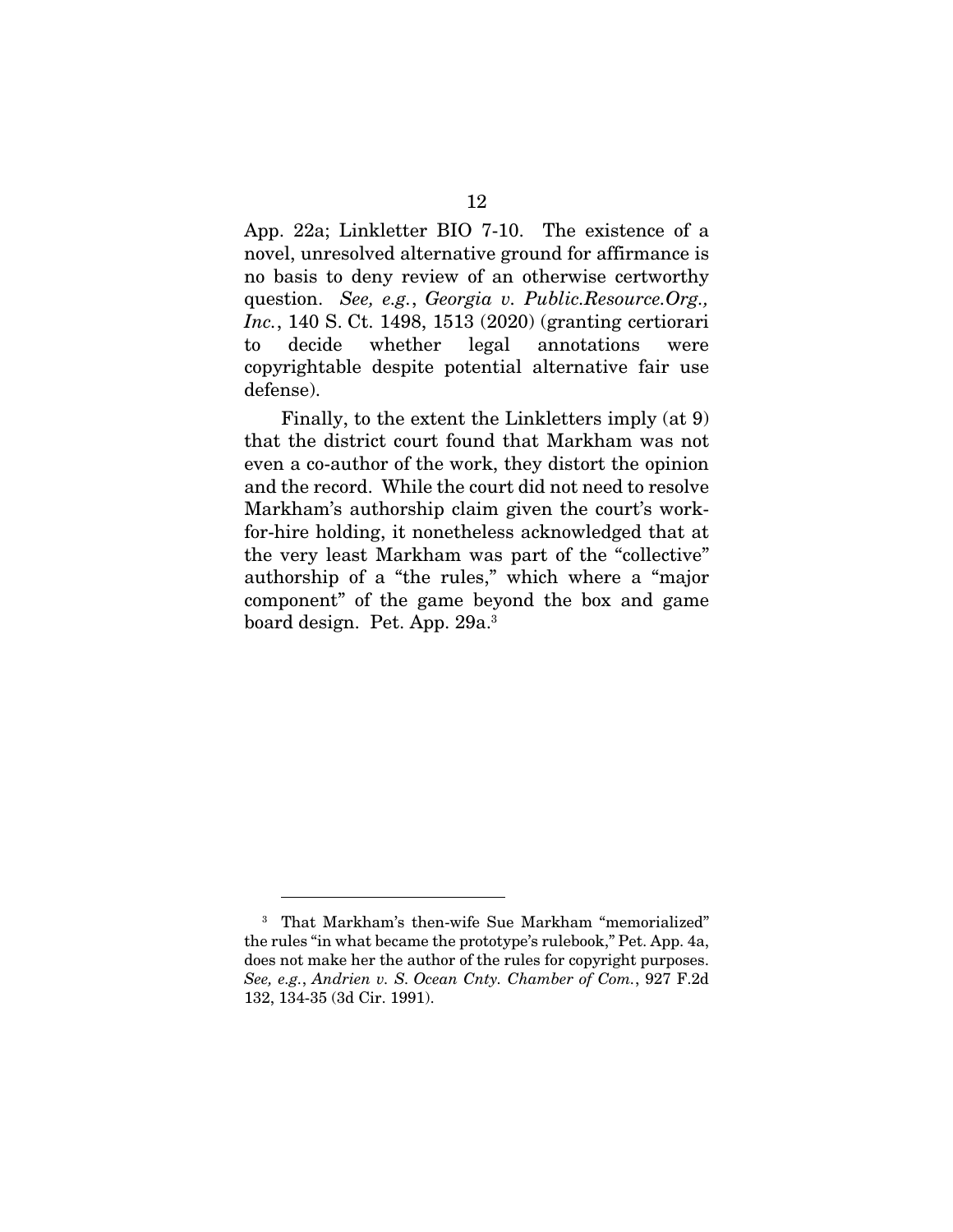App. 22a; Linkletter BIO 7-10. The existence of a novel, unresolved alternative ground for affirmance is no basis to deny review of an otherwise certworthy question. *See, e.g.*, *Georgia v. Public.Resource.Org., Inc.*, 140 S. Ct. 1498, 1513 (2020) (granting certiorari to decide whether legal annotations were copyrightable despite potential alternative fair use defense).

Finally, to the extent the Linkletters imply (at 9) that the district court found that Markham was not even a co-author of the work, they distort the opinion and the record. While the court did not need to resolve Markham's authorship claim given the court's work-for-hire holding, it nonetheless acknowledged that at the very least Markham was part of the "collective" authorship of a "the rules," which where a "major component" of the game beyond the box and game board design. Pet. App. 29a.[3]

---

[3] That Markham's then-wife Sue Markham "memorialized" the rules "in what became the prototype's rulebook," Pet. App. 4a, does not make her the author of the rules for copyright purposes. *See, e.g.*, *Andrien v. S. Ocean Cnty. Chamber of Com.*, 927 F.2d 132, 134-35 (3d Cir. 1991).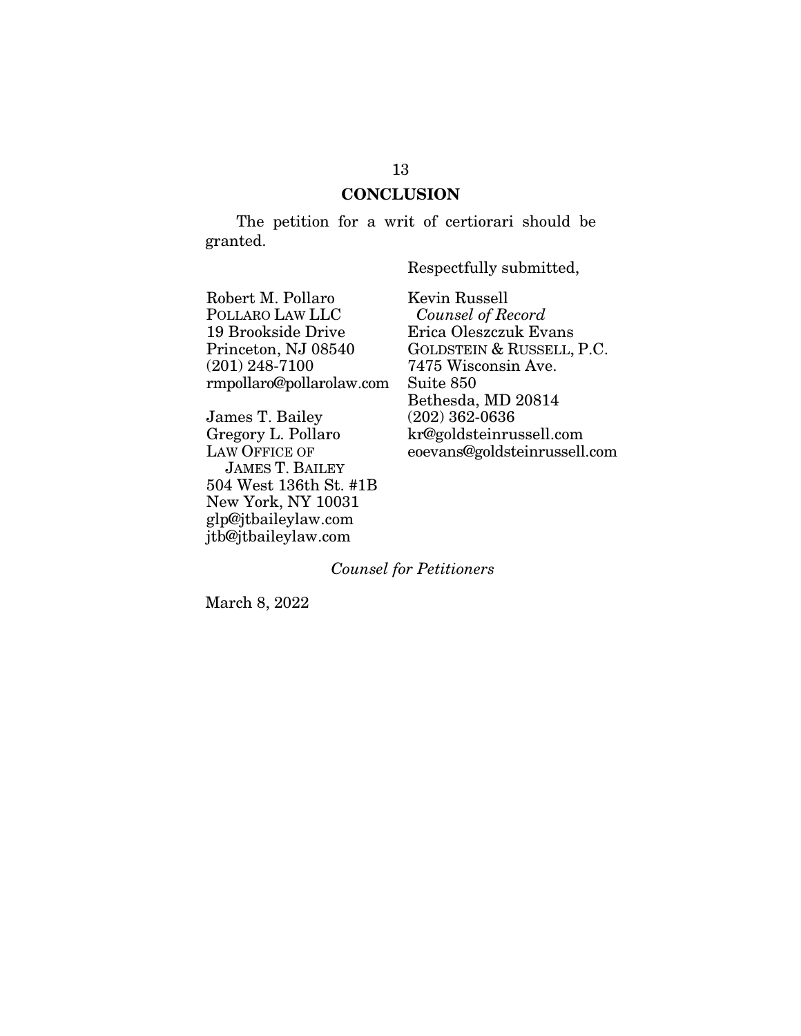## CONCLUSION

The petition for a writ of certiorari should be granted.

Respectfully submitted,

Robert M. Pollaro
POLLARO LAW LLC
19 Brookside Drive
Princeton, NJ 08540
(201) 248-7100
rmpollaro@pollarolaw.com

James T. Bailey
Gregory L. Pollaro
LAW OFFICE OF
JAMES T. BAILEY
504 West 136th St. #1B
New York, NY 10031
glp@jtbaileylaw.com
jtb@jtbaileylaw.com

Kevin Russell
*Counsel of Record*
Erica Oleszczuk Evans
GOLDSTEIN & RUSSELL, P.C.
7475 Wisconsin Ave.
Suite 850
Bethesda, MD 20814
(202) 362-0636
kr@goldsteinrussell.com
eoevans@goldsteinrussell.com

*Counsel for Petitioners*

March 8, 2022